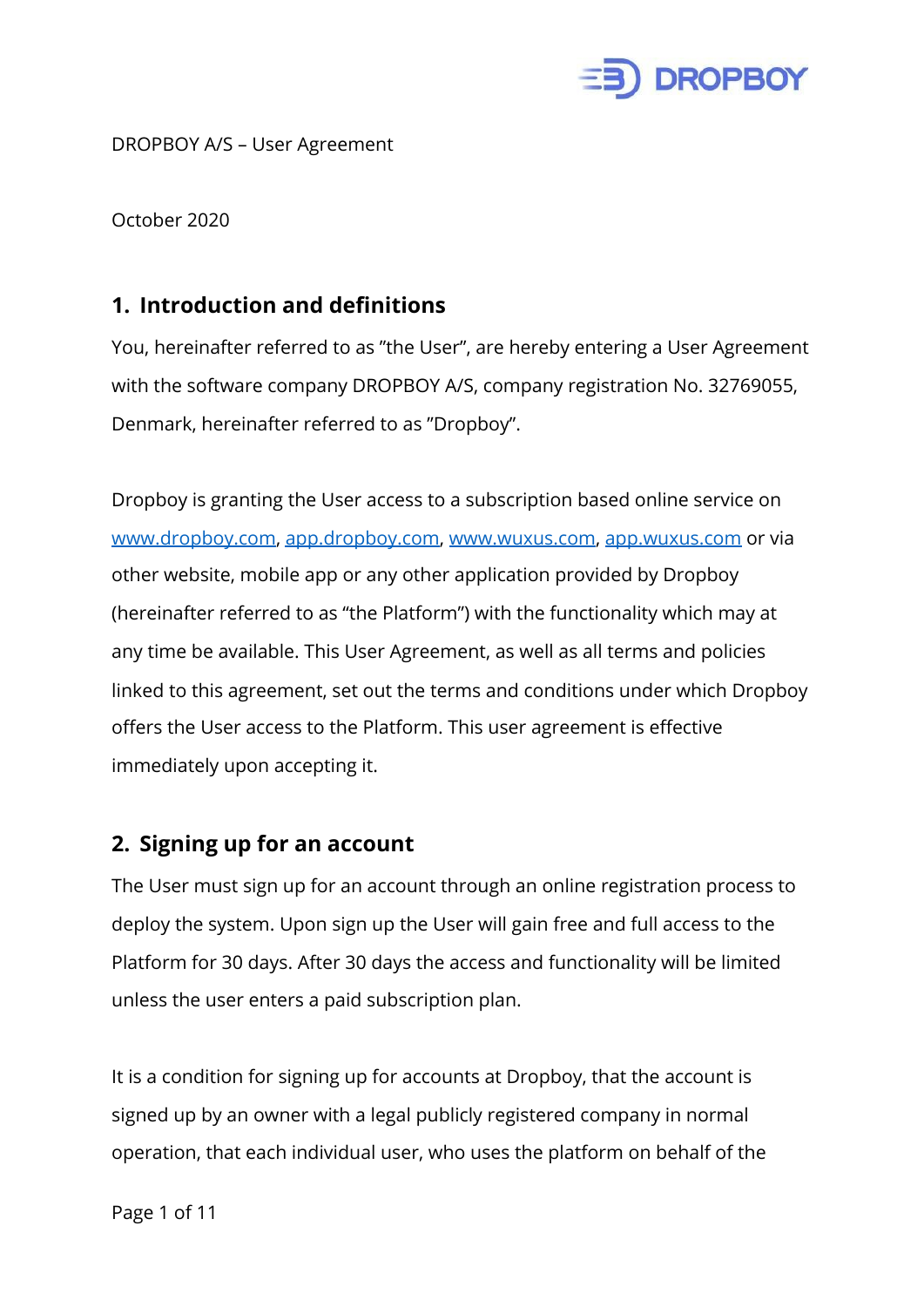DROPBOY A/S – User Agreement

October 2020

## 1. Introduction and definitions

You, hereinafter referred to as "the User", are hereby entering a User Agreement with the software company DROPBOY A/S, company registration No. 32769055, Denmark, hereinafter referred to as "Dropboy".

Dropboy is granting the User access to a subscription based online service on www.dropboy.com, app.dropboy.com, www.wuxus.com, app.wuxus.com or via other website, mobile app or any other application provided by Dropboy (hereinafter referred to as "the Platform") with the functionality which may at any time be available. This User Agreement, as well as all terms and policies linked to this agreement, set out the terms and conditions under which Dropboy offers the User access to the Platform. This user agreement is effective immediately upon accepting it.

## 2. Signing up for an account

The User must sign up for an account through an online registration process to deploy the system. Upon sign up the User will gain free and full access to the Platform for 30 days. After 30 days the access and functionality will be limited unless the user enters a paid subscription plan.

It is a condition for signing up for accounts at Dropboy, that the account is signed up by an owner with a legal publicly registered company in normal operation, that each individual user, who uses the platform on behalf of the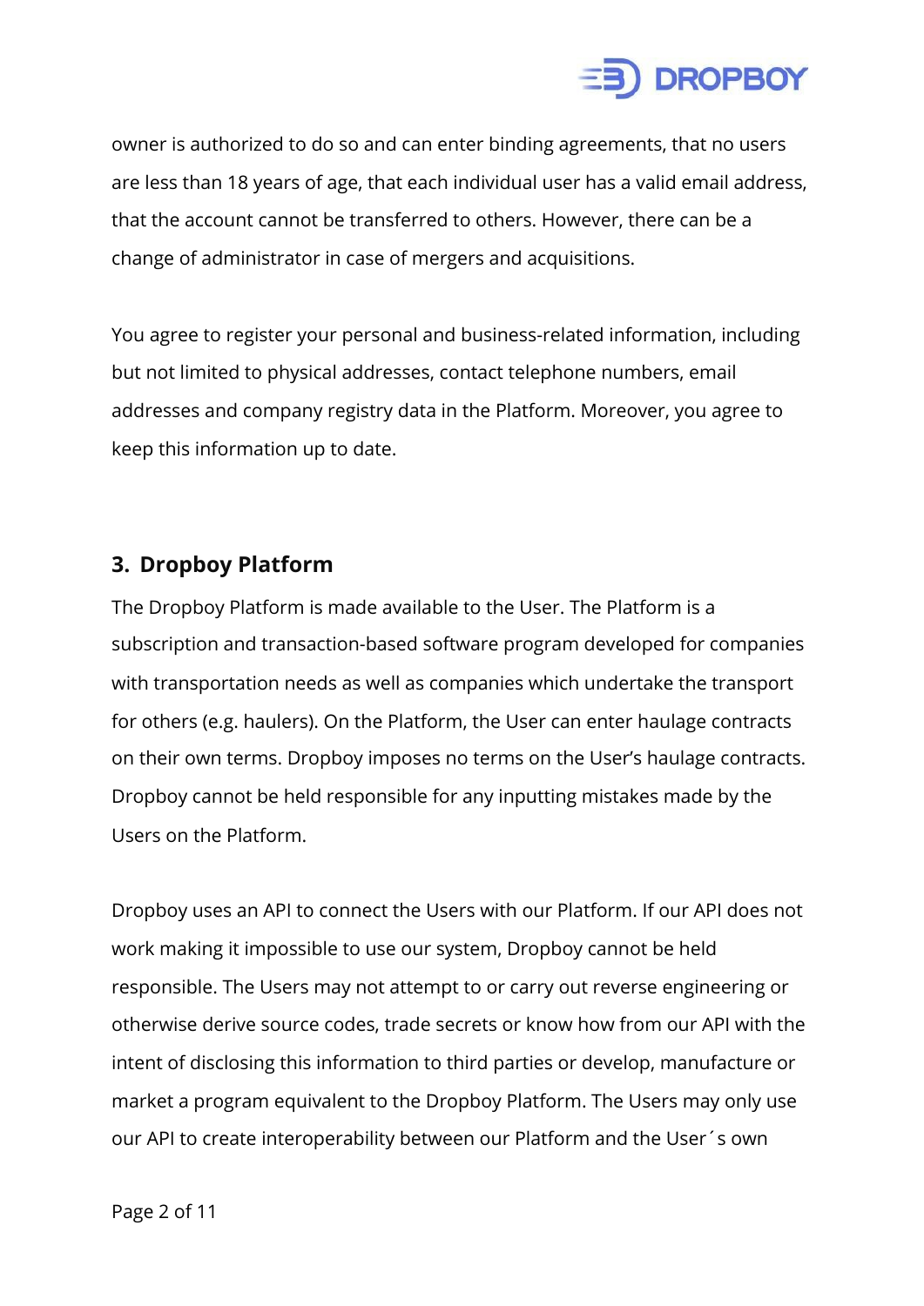owner is authorized to do so and can enter binding agreements, that no users are less than 18 years of age, that each individual user has a valid email address, that the account cannot be transferred to others. However, there can be a change of administrator in case of mergers and acquisitions.

You agree to register your personal and business-related information, including but not limited to physical addresses, contact telephone numbers, email addresses and company registry data in the Platform. Moreover, you agree to keep this information up to date.

## 3. Dropboy Platform

The Dropboy Platform is made available to the User. The Platform is a subscription and transaction-based software program developed for companies with transportation needs as well as companies which undertake the transport for others (e.g. haulers). On the Platform, the User can enter haulage contracts on their own terms. Dropboy imposes no terms on the User's haulage contracts. Dropboy cannot be held responsible for any inputting mistakes made by the Users on the Platform.

Dropboy uses an API to connect the Users with our Platform. If our API does not work making it impossible to use our system, Dropboy cannot be held responsible. The Users may not attempt to or carry out reverse engineering or otherwise derive source codes, trade secrets or know how from our API with the intent of disclosing this information to third parties or develop, manufacture or market a program equivalent to the Dropboy Platform. The Users may only use our API to create interoperability between our Platform and the User´s own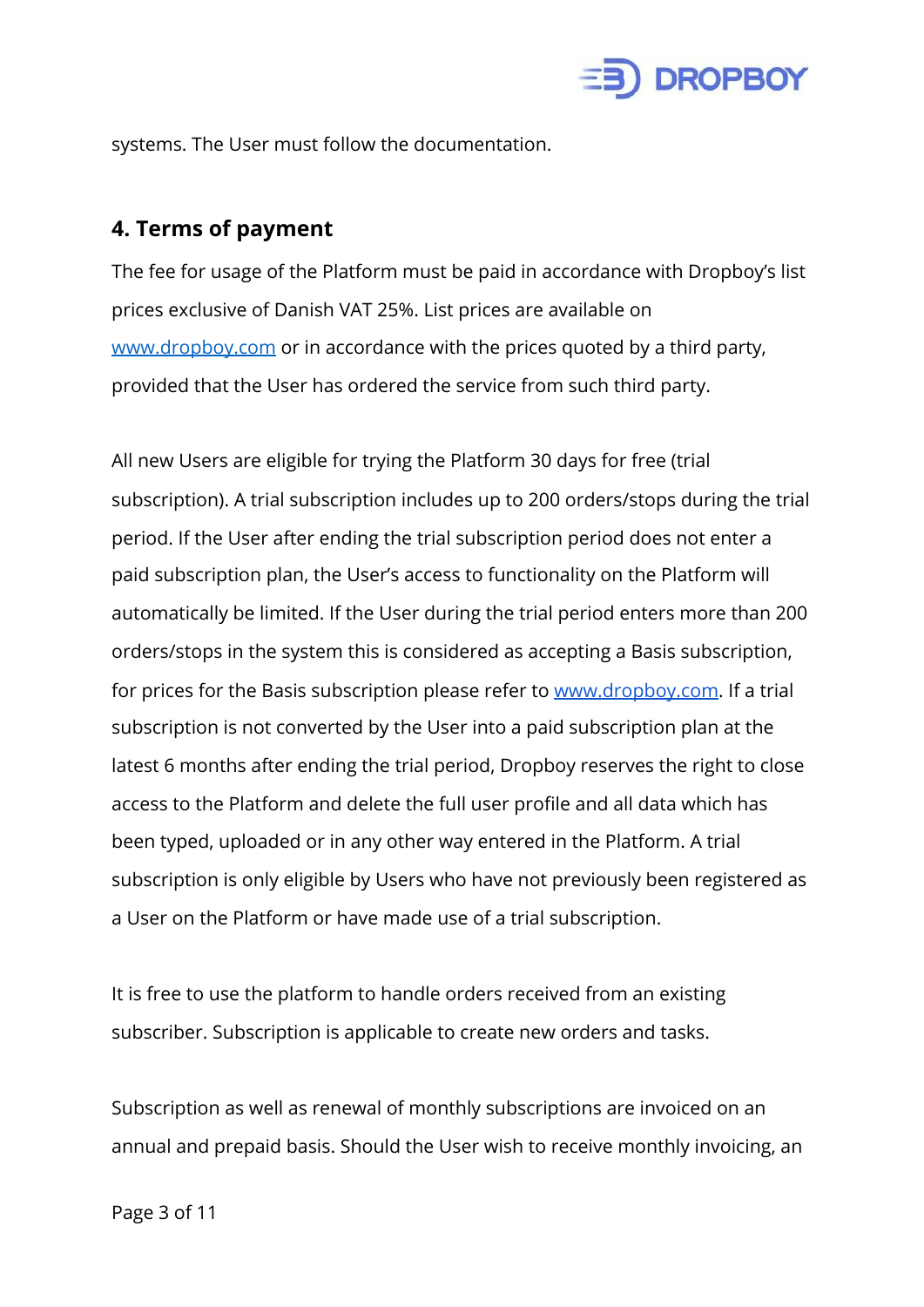systems. The User must follow the documentation.

## 4. Terms of payment

The fee for usage of the Platform must be paid in accordance with Dropboy's list prices exclusive of Danish VAT 25%. List prices are available on [www.dropboy.com](http://www.dropboy.com) or in accordance with the prices quoted by a third party, provided that the User has ordered the service from such third party.

All new Users are eligible for trying the Platform 30 days for free (trial subscription). A trial subscription includes up to 200 orders/stops during the trial period. If the User after ending the trial subscription period does not enter a paid subscription plan, the User's access to functionality on the Platform will automatically be limited. If the User during the trial period enters more than 200 orders/stops in the system this is considered as accepting a Basis subscription, for prices for the Basis subscription please refer to [www.dropboy.com](http://www.dropboy.com). If a trial subscription is not converted by the User into a paid subscription plan at the latest 6 months after ending the trial period, Dropboy reserves the right to close access to the Platform and delete the full user profile and all data which has been typed, uploaded or in any other way entered in the Platform. A trial subscription is only eligible by Users who have not previously been registered as a User on the Platform or have made use of a trial subscription.

It is free to use the platform to handle orders received from an existing subscriber. Subscription is applicable to create new orders and tasks.

Subscription as well as renewal of monthly subscriptions are invoiced on an annual and prepaid basis. Should the User wish to receive monthly invoicing, an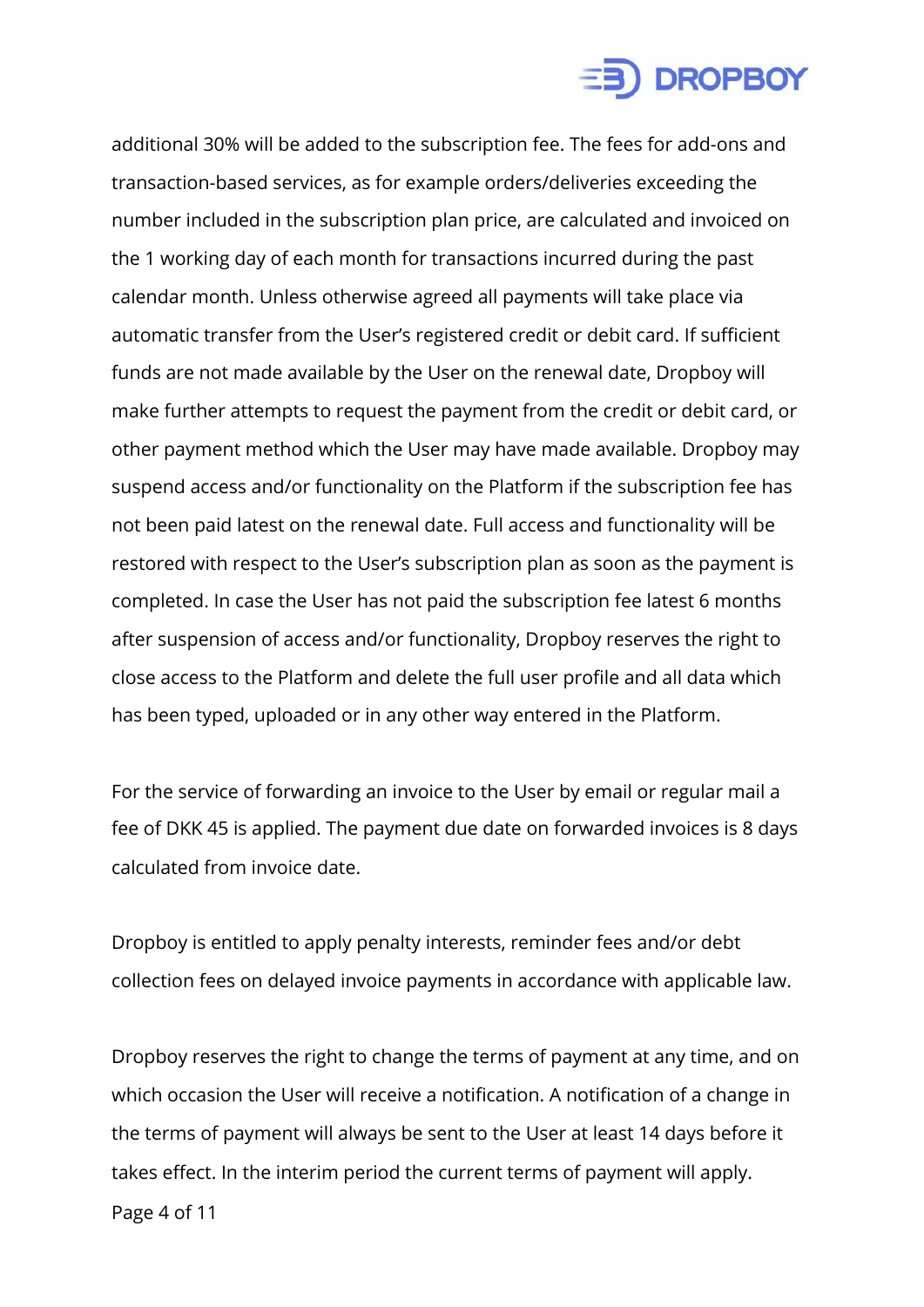additional 30% will be added to the subscription fee. The fees for add-ons and transaction-based services, as for example orders/deliveries exceeding the number included in the subscription plan price, are calculated and invoiced on the 1 working day of each month for transactions incurred during the past calendar month. Unless otherwise agreed all payments will take place via automatic transfer from the User's registered credit or debit card. If sufficient funds are not made available by the User on the renewal date, Dropboy will make further attempts to request the payment from the credit or debit card, or other payment method which the User may have made available. Dropboy may suspend access and/or functionality on the Platform if the subscription fee has not been paid latest on the renewal date. Full access and functionality will be restored with respect to the User's subscription plan as soon as the payment is completed. In case the User has not paid the subscription fee latest 6 months after suspension of access and/or functionality, Dropboy reserves the right to close access to the Platform and delete the full user profile and all data which has been typed, uploaded or in any other way entered in the Platform.

For the service of forwarding an invoice to the User by email or regular mail a fee of DKK 45 is applied. The payment due date on forwarded invoices is 8 days calculated from invoice date.

Dropboy is entitled to apply penalty interests, reminder fees and/or debt collection fees on delayed invoice payments in accordance with applicable law.

Dropboy reserves the right to change the terms of payment at any time, and on which occasion the User will receive a notification. A notification of a change in the terms of payment will always be sent to the User at least 14 days before it takes effect. In the interim period the current terms of payment will apply.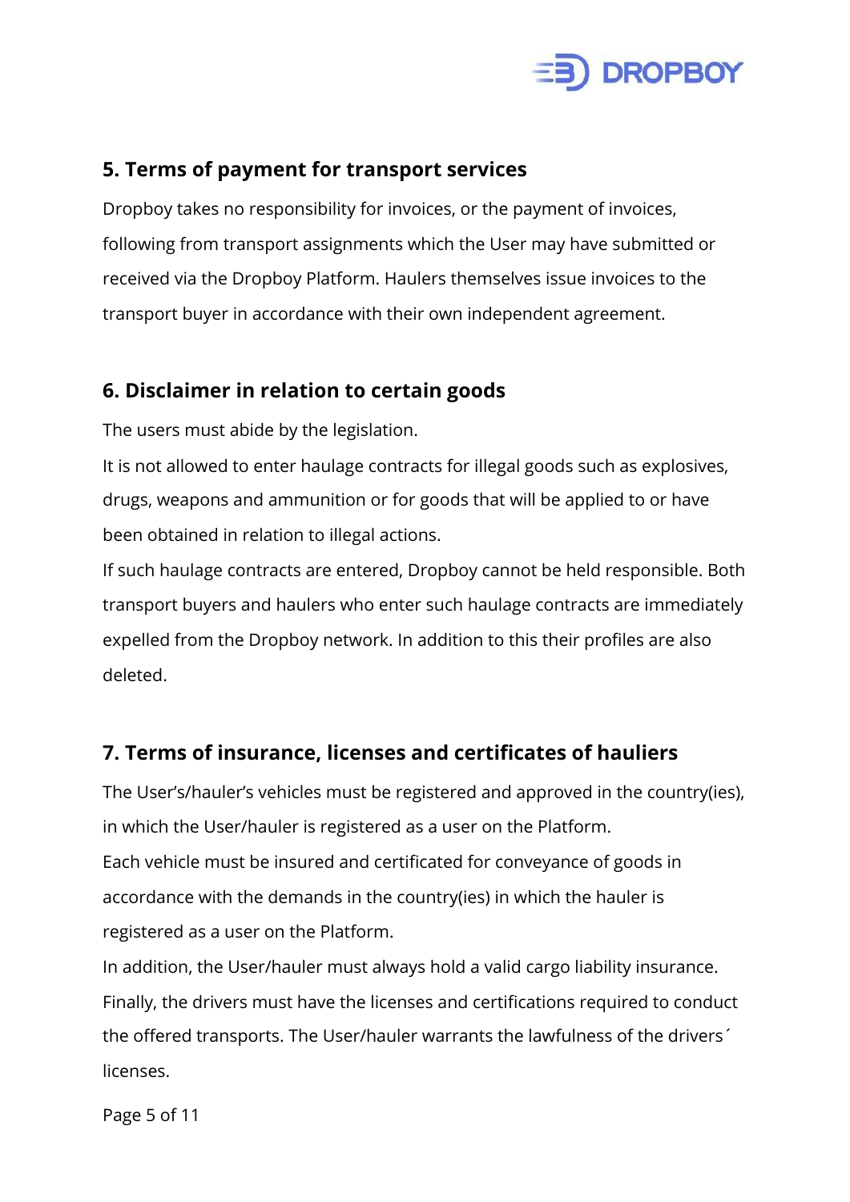## 5. Terms of payment for transport services

Dropboy takes no responsibility for invoices, or the payment of invoices, following from transport assignments which the User may have submitted or received via the Dropboy Platform. Haulers themselves issue invoices to the transport buyer in accordance with their own independent agreement.

## 6. Disclaimer in relation to certain goods

The users must abide by the legislation.

It is not allowed to enter haulage contracts for illegal goods such as explosives, drugs, weapons and ammunition or for goods that will be applied to or have been obtained in relation to illegal actions.

If such haulage contracts are entered, Dropboy cannot be held responsible. Both transport buyers and haulers who enter such haulage contracts are immediately expelled from the Dropboy network. In addition to this their profiles are also deleted.

## 7. Terms of insurance, licenses and certificates of hauliers

The User's/hauler's vehicles must be registered and approved in the country(ies), in which the User/hauler is registered as a user on the Platform.

Each vehicle must be insured and certificated for conveyance of goods in accordance with the demands in the country(ies) in which the hauler is registered as a user on the Platform.

In addition, the User/hauler must always hold a valid cargo liability insurance.

Finally, the drivers must have the licenses and certifications required to conduct the offered transports. The User/hauler warrants the lawfulness of the drivers´ licenses.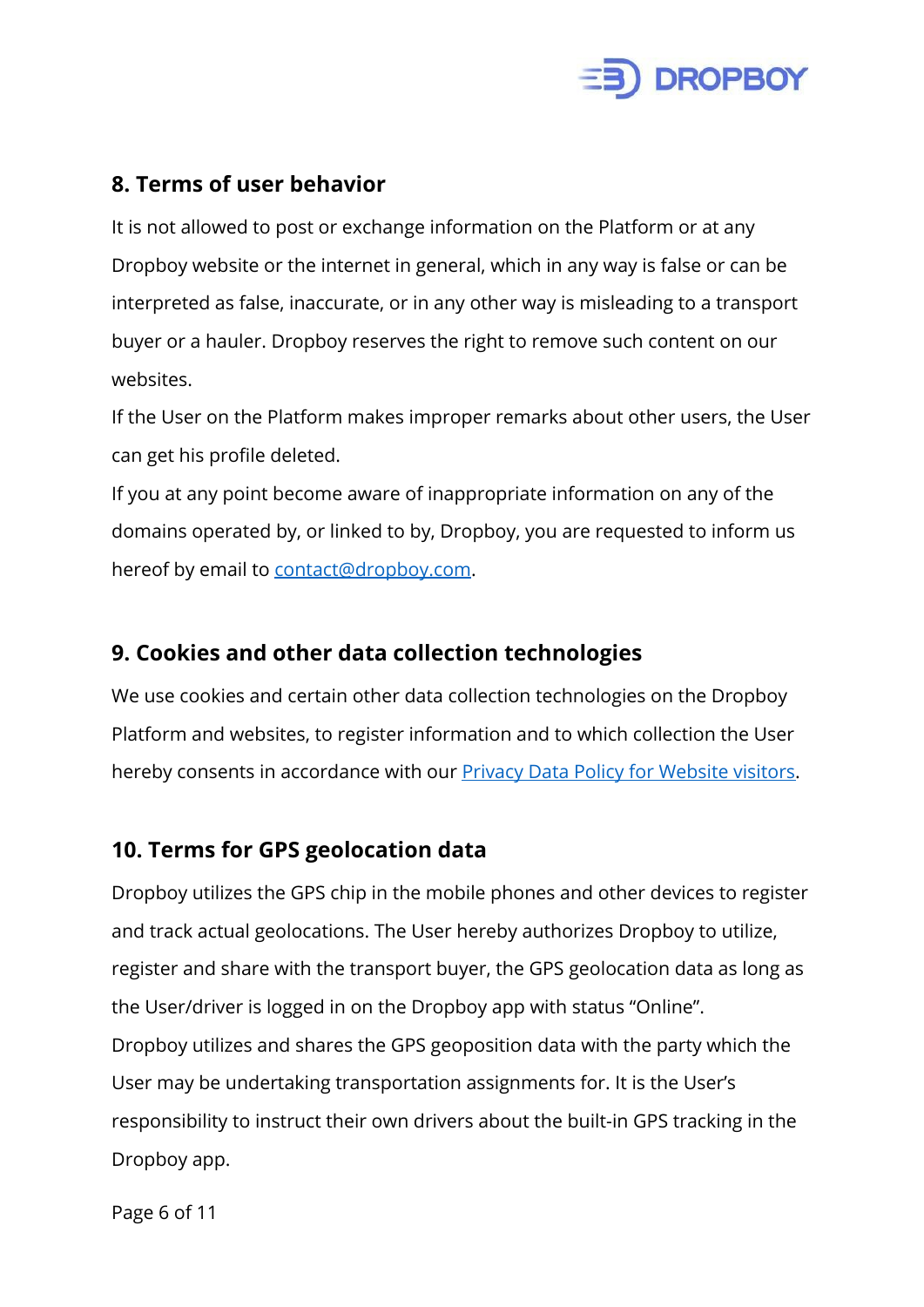## 8. Terms of user behavior

It is not allowed to post or exchange information on the Platform or at any Dropboy website or the internet in general, which in any way is false or can be interpreted as false, inaccurate, or in any other way is misleading to a transport buyer or a hauler. Dropboy reserves the right to remove such content on our websites.

If the User on the Platform makes improper remarks about other users, the User can get his profile deleted.

If you at any point become aware of inappropriate information on any of the domains operated by, or linked to by, Dropboy, you are requested to inform us hereof by email to [contact@dropboy.com](mailto:contact@dropboy.com).

## 9. Cookies and other data collection technologies

We use cookies and certain other data collection technologies on the Dropboy Platform and websites, to register information and to which collection the User hereby consents in accordance with our [Privacy Data Policy for Website visitors](#).

## 10. Terms for GPS geolocation data

Dropboy utilizes the GPS chip in the mobile phones and other devices to register and track actual geolocations. The User hereby authorizes Dropboy to utilize, register and share with the transport buyer, the GPS geolocation data as long as the User/driver is logged in on the Dropboy app with status "Online".

Dropboy utilizes and shares the GPS geoposition data with the party which the User may be undertaking transportation assignments for. It is the User's responsibility to instruct their own drivers about the built-in GPS tracking in the Dropboy app.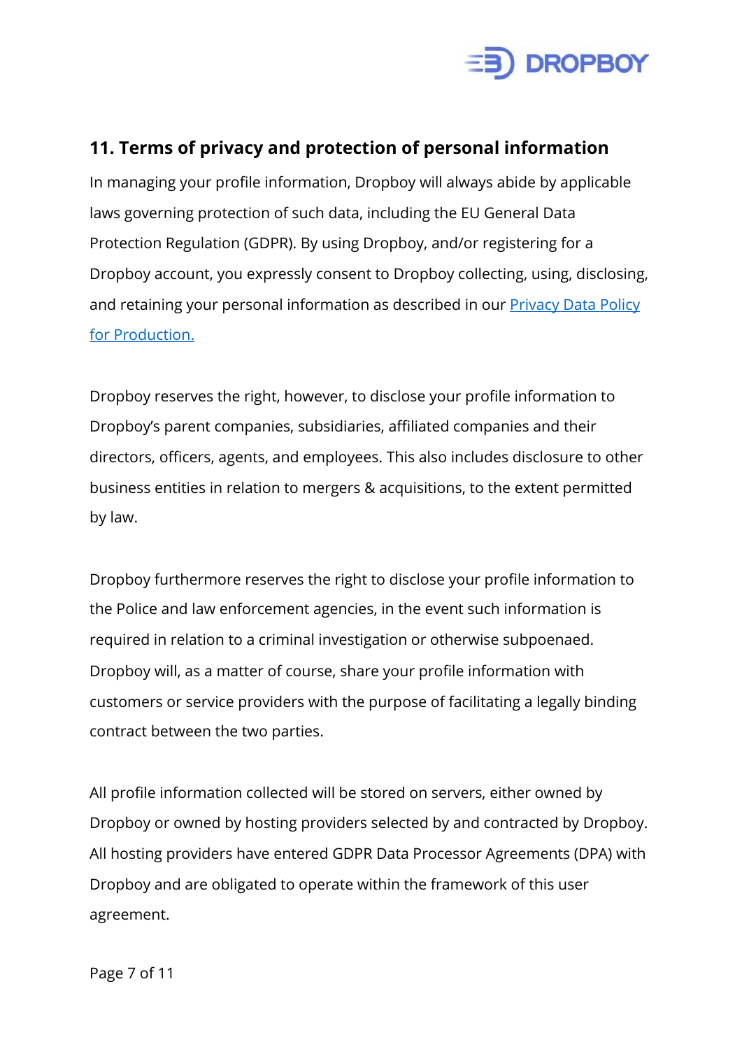## 11. Terms of privacy and protection of personal information

In managing your profile information, Dropboy will always abide by applicable laws governing protection of such data, including the EU General Data Protection Regulation (GDPR). By using Dropboy, and/or registering for a Dropboy account, you expressly consent to Dropboy collecting, using, disclosing, and retaining your personal information as described in our [Privacy Data Policy for Production.]()

Dropboy reserves the right, however, to disclose your profile information to Dropboy's parent companies, subsidiaries, affiliated companies and their directors, officers, agents, and employees. This also includes disclosure to other business entities in relation to mergers & acquisitions, to the extent permitted by law.

Dropboy furthermore reserves the right to disclose your profile information to the Police and law enforcement agencies, in the event such information is required in relation to a criminal investigation or otherwise subpoenaed. Dropboy will, as a matter of course, share your profile information with customers or service providers with the purpose of facilitating a legally binding contract between the two parties.

All profile information collected will be stored on servers, either owned by Dropboy or owned by hosting providers selected by and contracted by Dropboy. All hosting providers have entered GDPR Data Processor Agreements (DPA) with Dropboy and are obligated to operate within the framework of this user agreement.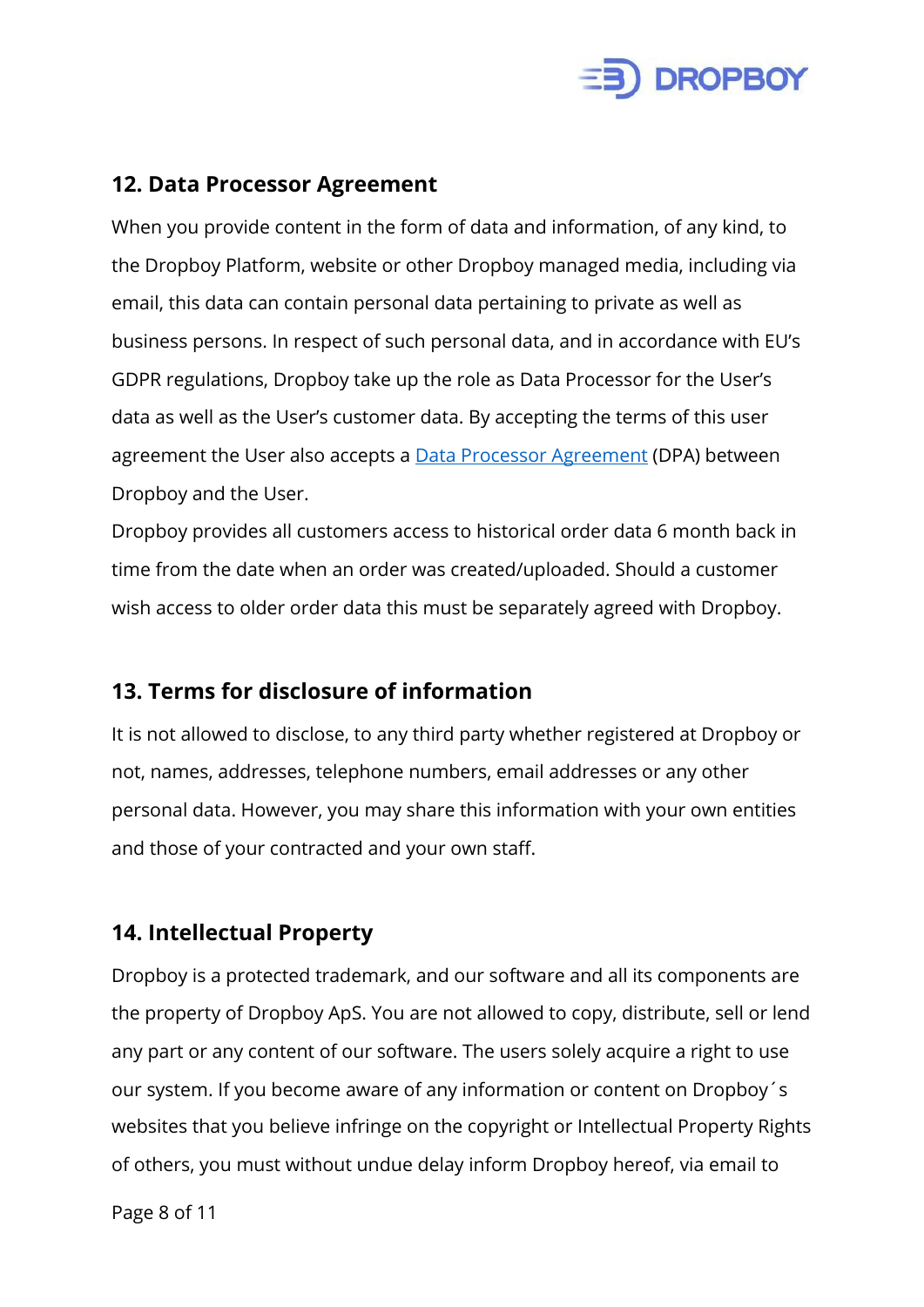## 12. Data Processor Agreement

When you provide content in the form of data and information, of any kind, to the Dropboy Platform, website or other Dropboy managed media, including via email, this data can contain personal data pertaining to private as well as business persons. In respect of such personal data, and in accordance with EU's GDPR regulations, Dropboy take up the role as Data Processor for the User's data as well as the User's customer data. By accepting the terms of this user agreement the User also accepts a Data Processor Agreement (DPA) between Dropboy and the User.

Dropboy provides all customers access to historical order data 6 month back in time from the date when an order was created/uploaded. Should a customer wish access to older order data this must be separately agreed with Dropboy.

## 13. Terms for disclosure of information

It is not allowed to disclose, to any third party whether registered at Dropboy or not, names, addresses, telephone numbers, email addresses or any other personal data. However, you may share this information with your own entities and those of your contracted and your own staff.

## 14. Intellectual Property

Dropboy is a protected trademark, and our software and all its components are the property of Dropboy ApS. You are not allowed to copy, distribute, sell or lend any part or any content of our software. The users solely acquire a right to use our system. If you become aware of any information or content on Dropboy´s websites that you believe infringe on the copyright or Intellectual Property Rights of others, you must without undue delay inform Dropboy hereof, via email to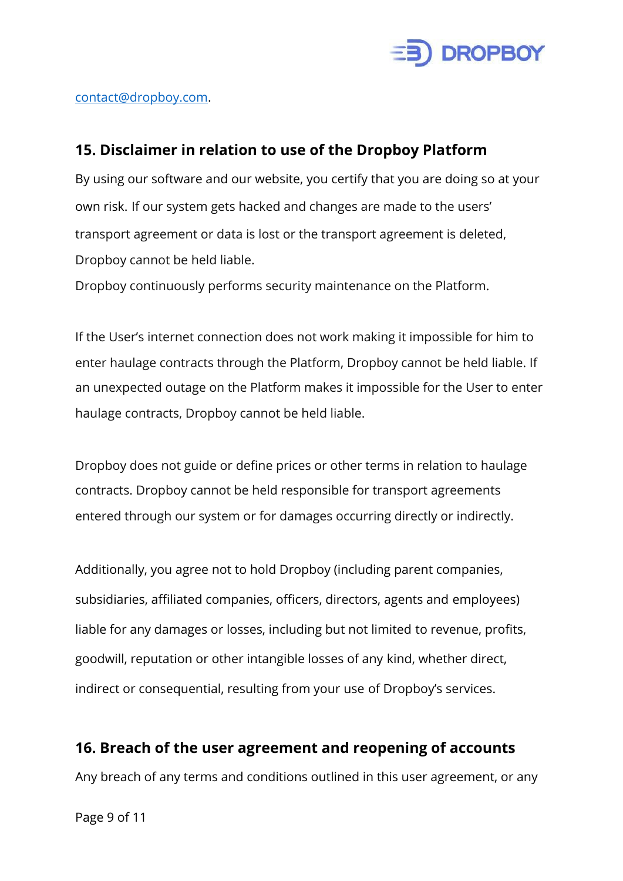contact@dropboy.com.

## 15. Disclaimer in relation to use of the Dropboy Platform

By using our software and our website, you certify that you are doing so at your own risk. If our system gets hacked and changes are made to the users' transport agreement or data is lost or the transport agreement is deleted, Dropboy cannot be held liable.
Dropboy continuously performs security maintenance on the Platform.

If the User's internet connection does not work making it impossible for him to enter haulage contracts through the Platform, Dropboy cannot be held liable. If an unexpected outage on the Platform makes it impossible for the User to enter haulage contracts, Dropboy cannot be held liable.

Dropboy does not guide or define prices or other terms in relation to haulage contracts. Dropboy cannot be held responsible for transport agreements entered through our system or for damages occurring directly or indirectly.

Additionally, you agree not to hold Dropboy (including parent companies, subsidiaries, affiliated companies, officers, directors, agents and employees) liable for any damages or losses, including but not limited to revenue, profits, goodwill, reputation or other intangible losses of any kind, whether direct, indirect or consequential, resulting from your use of Dropboy's services.

## 16. Breach of the user agreement and reopening of accounts

Any breach of any terms and conditions outlined in this user agreement, or any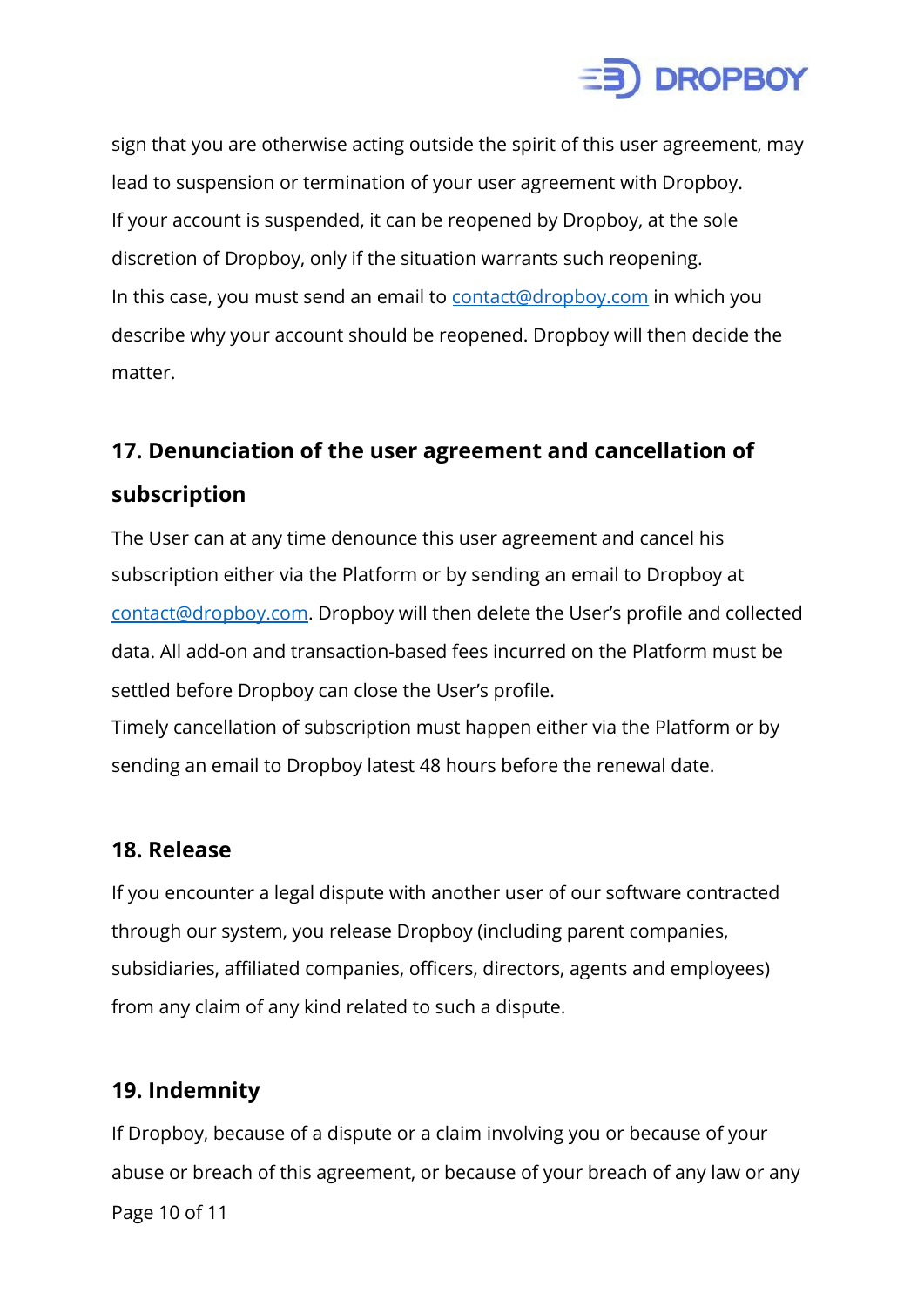sign that you are otherwise acting outside the spirit of this user agreement, may lead to suspension or termination of your user agreement with Dropboy.
If your account is suspended, it can be reopened by Dropboy, at the sole discretion of Dropboy, only if the situation warrants such reopening.
In this case, you must send an email to contact@dropboy.com in which you describe why your account should be reopened. Dropboy will then decide the matter.

## 17. Denunciation of the user agreement and cancellation of subscription

The User can at any time denounce this user agreement and cancel his subscription either via the Platform or by sending an email to Dropboy at contact@dropboy.com. Dropboy will then delete the User's profile and collected data. All add-on and transaction-based fees incurred on the Platform must be settled before Dropboy can close the User's profile.
Timely cancellation of subscription must happen either via the Platform or by sending an email to Dropboy latest 48 hours before the renewal date.

## 18. Release

If you encounter a legal dispute with another user of our software contracted through our system, you release Dropboy (including parent companies, subsidiaries, affiliated companies, officers, directors, agents and employees) from any claim of any kind related to such a dispute.

## 19. Indemnity

If Dropboy, because of a dispute or a claim involving you or because of your abuse or breach of this agreement, or because of your breach of any law or any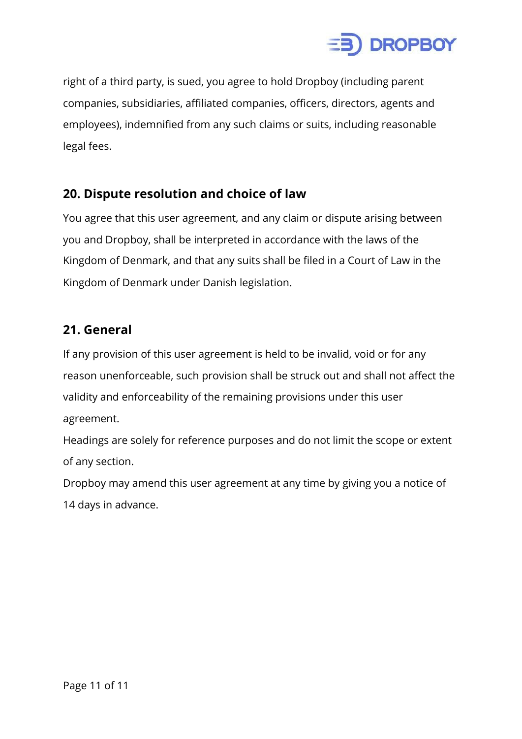right of a third party, is sued, you agree to hold Dropboy (including parent companies, subsidiaries, affiliated companies, officers, directors, agents and employees), indemnified from any such claims or suits, including reasonable legal fees.

## 20. Dispute resolution and choice of law

You agree that this user agreement, and any claim or dispute arising between you and Dropboy, shall be interpreted in accordance with the laws of the Kingdom of Denmark, and that any suits shall be filed in a Court of Law in the Kingdom of Denmark under Danish legislation.

## 21. General

If any provision of this user agreement is held to be invalid, void or for any reason unenforceable, such provision shall be struck out and shall not affect the validity and enforceability of the remaining provisions under this user agreement.

Headings are solely for reference purposes and do not limit the scope or extent of any section.

Dropboy may amend this user agreement at any time by giving you a notice of 14 days in advance.